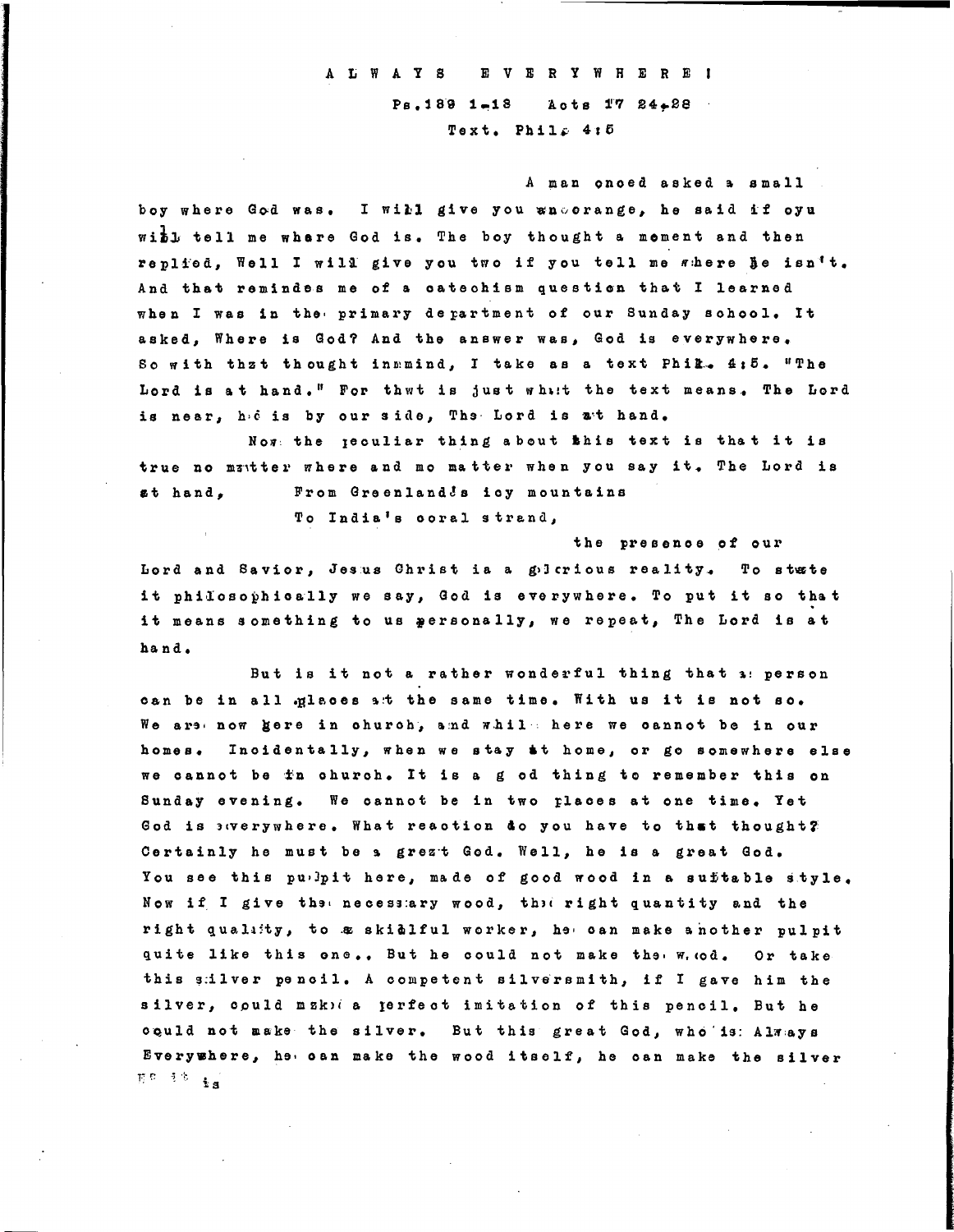# ALWAYS EVERYWHERE!

Ps.139 1-13 Acts 17 24-28

Text. Phil. 4:5

A man onced asked a small boy where God was. I will give you an orange, he said if oyu will tell me where God is. The boy thought a moment and then replied, Well I will give you two if you tell me where he isn't. And that remindes me of a catechism question that I learned when I was in the primary department of our Sunday school. It asked, Where is God? And the answer was, God is everywhere. So with that thought inmmind, I take as a text Phil. 4:5. "The Lord is at hand." For thwt is just what the text means. The Lord is near, he is by our side, The Lord is at hand.

Now the peculiar thing about this text is that it is true no matter where and mo matter when you say it. The Lord is at hand,

From Greenland's icy mountains
To India's coral strand,

the presence of our Lord and Savior, Jesus Christ is a glorious reality. To state it philosophically we say, God is everywhere. To put it so that it means something to us personally, we repeat, The Lord is at hand.

But is it not a rather wonderful thing that a person can be in all places at the same time. With us it is not so. We are now here in church, and while here we cannot be in our homes. Incidentally, when we stay at home, or go somewhere else we cannot be in church. It is a good thing to remember this on Sunday evening. We cannot be in two places at one time. Yet God is everywhere. What reaction do you have to that thought? Certainly he must be a great God. Well, he is a great God. You see this pulpit here, made of good wood in a suitable style. Now if I give the necessary wood, the right quantity and the right quality, to a skillful worker, he can make another pulpit quite like this one.. But he could not make the wood. Or take this silver pencil. A competent silversmith, if I gave him the silver, could make a perfect imitation of this pencil. But he could not make the silver. But this great God, who is: Always Everywhere, he can make the wood itself, he can make the silver is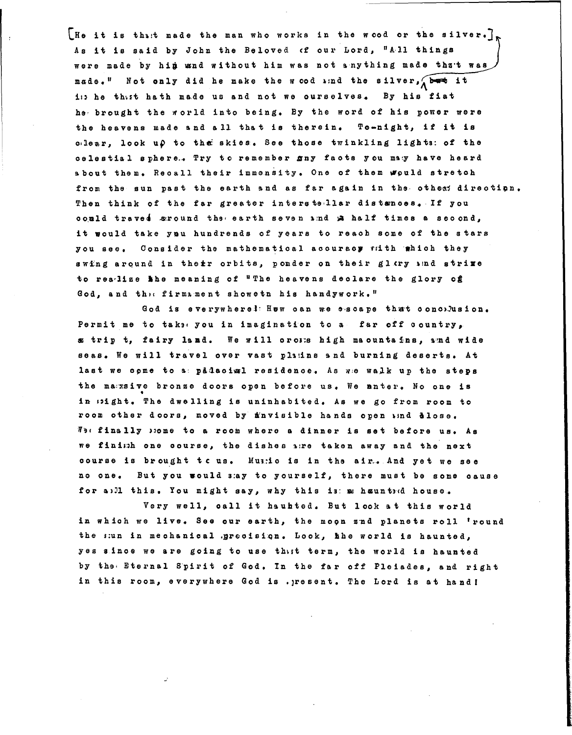[He it is that made the man who works in the wood or the silver.] As it is said by John the Beloved of our Lord, "All things were made by him and without him was not anything made that was made." Not only did he make the wood and the silver, it is he that hath made us and not we ourselves. By his fiat he brought the world into being. By the word of his power were the heavens made and all that is therein. To-night, if it is clear, look up to the skies. See those twinkling lights of the celestial sphere. Try to remember any facts you may have heard about them. Recall their immensity. One of them would stretch from the sun past the earth and as far again in the other direction. Then think of the far greater interstellar distances. If you could travel around the earth seven and a half times a second, it would take you hundrends of years to reach some of the stars you see. Consider the mathematical accuracy with which they swing around in their orbits, ponder on their glory and strive to realize the meaning of "The heavens declare the glory of God, and the firmament showeth his handywork."

God is everywhere! How can we escape that conclusion. Permit me to take you in imagination to a far off country, a trip to fairy land. We will cross high mountains, and wide seas. We will travel over vast plains and burning deserts. At last we come to a palacial residence. As we walk up the steps the massive bronze doors open before us. We enter. No one is in sight. The dwelling is uninhabited. As we go from room to room other doors, moved by invisible hands open and close. We finally come to a room where a dinner is set before us. As we finish one course, the dishes are taken away and the next course is brought to us. Music is in the air. And yet we see no one. But you would say to yourself, there must be some cause for all this. You might say, why this is a haunted house.

Very well, call it haunted. But look at this world in which we live. See our earth, the moon and planets roll 'round the sun in mechanical precision. Look, the world is haunted, yes since we are going to use that term, the world is haunted by the Eternal Spirit of God. In the far off Pleiades, and right in this room, everywhere God is present. The Lord is at hand!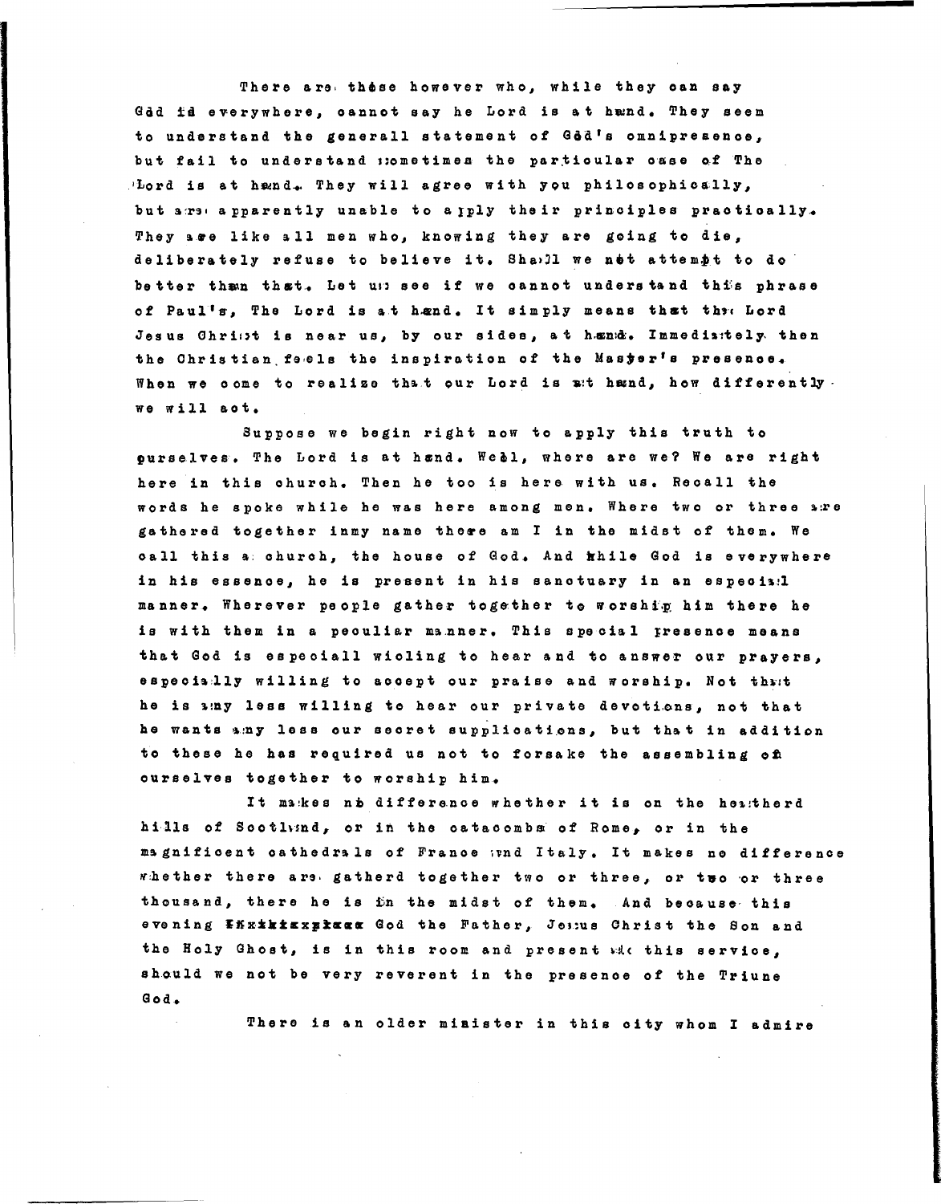There are these however who, while they can say God is everywhere, cannot say he Lord is at hand. They seem to understand the generall statement of God's omnipresence, but fail to understand sometimes the particular case of The Lord is at hand. They will agree with you philosophically, but are apparently unable to apply their principles practically. They are like all men who, knowing they are going to die, deliberately refuse to believe it. Shall we not attempt to do better than that. Let us see if we cannot understand this phrase of Paul's, The Lord is at hand. It simply means that the Lord Jesus Christ is near us, by our sides, at hand. Immediately then the Christian feels the inspiration of the Master's presence. When we come to realize that our Lord is at hand, how differently we will act.

Suppose we begin right now to apply this truth to ourselves. The Lord is at hand. Well, where are we? We are right here in this church. Then he too is here with us. Recall the words he spoke while he was here among men. Where two or three are gathered together inmy name there am I in the midst of them. We call this a church, the house of God. And while God is everywhere in his essence, he is present in his sanctuary in an especial manner. Wherever people gather together to worship him there he is with them in a peculiar manner. This special presence means that God is especiall wiling to hear and to answer our prayers, especially willing to accept our praise and worship. Not that he is any less willing to hear our private devotions, not that he wants any less our secret supplications, but that in addition to these he has required us not to forsake the assembling of ourselves together to worship him.

It makes no difference whether it is on the heatherd hills of Scotland, or in the catacombs of Rome, or in the magnificent cathedrals of France and Italy. It makes no difference whether there are gatherd together two or three, or two or three thousand, there he is in the midst of them. And because this evening ~~Fxxtxxplace~~ God the Father, Jesus Christ the Son and the Holy Ghost, is in this room and present at this service, should we not be very reverent in the presence of the Triune God.

There is an older minister in this city whom I admire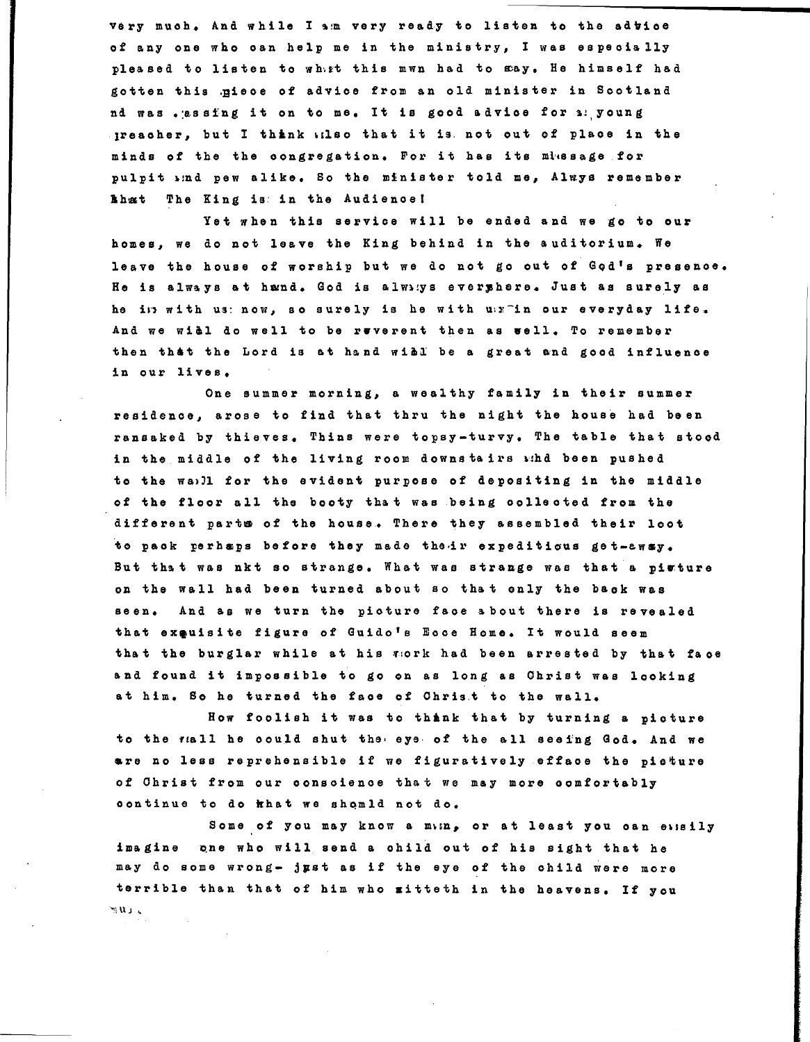very much. And while I am very ready to listen to the advice of any one who can help me in the ministry, I was especially pleased to listen to what this man had to say. He himself had gotten this piece of advice from an old minister in Scotland nd was passing it on to me. It is good advice for a young preacher, but I think also that it is not out of place in the minds of the the congregation. For it has its message for pulpit and pew alike. So the minister told me, Alwys remember that The King is in the Audience!

Yet when this service will be ended and we go to our homes, we do not leave the King behind in the auditorium. We leave the house of worship but we do not go out of God's presence. He is always at hand. God is always everywhere. Just as surely as he is with us now, so surely is he with us in our everyday life. And we will do well to be reverent then as well. To remember then that the Lord is at hand will be a great and good influence in our lives.

One summer morning, a wealthy family in their summer residence, arose to find that thru the night the house had been ransaked by thieves. Thins were topsy-turvy. The table that stood in the middle of the living room downstairs had been pushed to the wall for the evident purpose of depositing in the middle of the floor all the booty that was being collected from the different parts of the house. There they assembled their loot to pack perhaps before they made their expeditious get-away. But that was nkt so strange. What was strange was that a picture on the wall had been turned about so that only the back was seen. And as we turn the picture face about there is revealed that exquisite figure of Guido's Ecce Home. It would seem that the burglar while at his work had been arrested by that face and found it impossible to go on as long as Christ was looking at him. So he turned the face of Christ to the wall.

How foolish it was to think that by turning a picture to the wall he could shut the eye of the all seeing God. And we are no less reprehensible if we figuratively efface the picture of Christ from our conscience that we may more comfortably continue to do what we should not do.

Some of you may know a man, or at least you can easily imagine one who will send a child out of his sight that he may do some wrong- just as if the eye of the child were more terrible than that of him who sitteth in the heavens. If you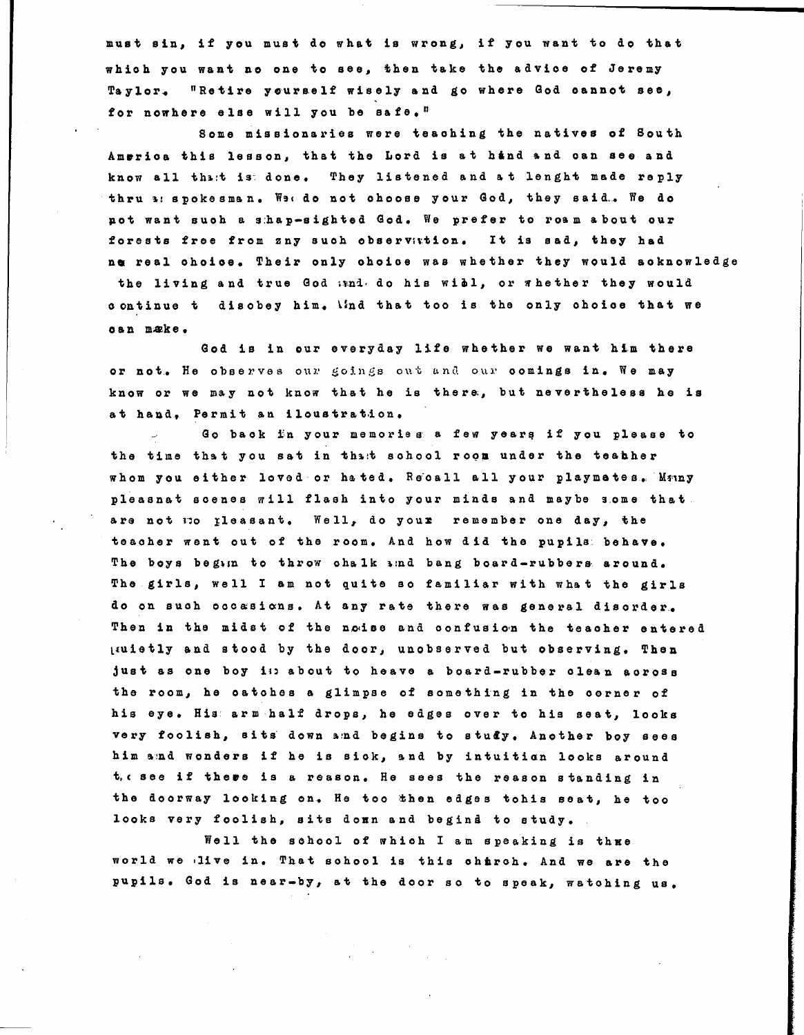must sin, if you must do what is wrong, if you want to do that which you want no one to see, then take the advice of Jeremy Taylor. "Retire yourself wisely and go where God cannot see, for nowhere else will you be safe."

Some missionaries were teaching the natives of South America this lesson, that the Lord is at hand and can see and know all that is done. They listened and at lenght made reply thru a spokesman. We do not choose your God, they said. We do not want such a sharp-sighted God. We prefer to roam about our forests free from any such observation. It is sad, they had no real choice. Their only choice was whether they would acknowledge the living and true God and do his will, or whether they would continue to disobey him. And that too is the only choice that we can make.

God is in our everyday life whether we want him there or not. He observes our goings out and our comings in. We may know or we may not know that he is there, but nevertheless he is at hand. Permit an iloustration.

Go back in your memories a few years if you please to the time that you sat in that school room under the teahher whom you either loved or hated. Recall all your playmates. Many pleasnat scenes will flash into your minds and maybe some that are not so pleasant. Well, do your remember one day, the teacher went out of the room. And how did the pupils behave. The boys begun to throw chalk and bang board-rubbers around. The girls, well I am not quite so familiar with what the girls do on such occasions. At any rate there was general disorder. Then in the midst of the noise and confusion the teacher entered quietly and stood by the door, unobserved but observing. Then just as one boy is about to heave a board-rubber clean across the room, he catches a glimpse of something in the corner of his eye. His arm half drops, he edges over to his seat, looks very foolish, sits down and begins to study. Another boy sees him and wonders if he is sick, and by intuition looks around to see if there is a reason. He sees the reason standing in the doorway looking on. He too then edges tohis seat, he too looks very foolish, sits down and begins to study.

Well the school of which I am speaking is thre world we live in. That school is this church. And we are the pupils. God is near-by, at the door so to speak, watching us.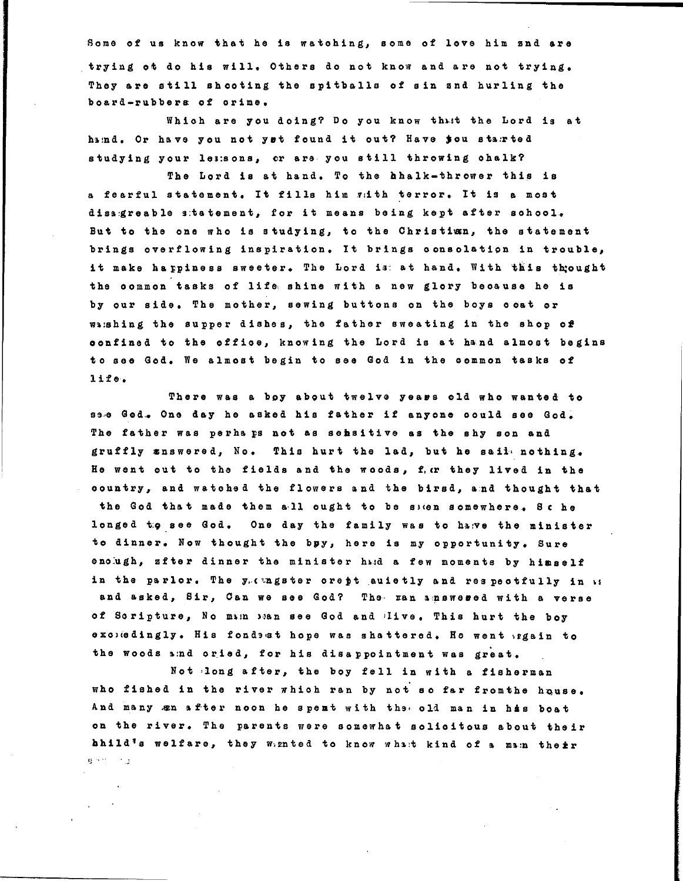Some of us know that he is watching, some of love him and are trying ot do his will. Others do not know and are not trying. They are still shooting the spitballs of sin and hurling the board-rubbers of crime.

Which are you doing? Do you know that the Lord is at hand. Or have you not yet found it out? Have you started studying your lessons, or are you still throwing chalk?

The Lord is at hand. To the chalk-thrower this is a fearful statement. It fills him with terror. It is a most disagreeable statement, for it means being kept after school. But to the one who is studying, to the Christian, the statement brings overflowing inspiration. It brings consolation in trouble, it make happiness sweeter. The Lord is at hand. With this thought the common tasks of life shine with a new glory because he is by our side. The mother, sewing buttons on the boys coat or washing the supper dishes, the father sweating in the shop of confined to the office, knowing the Lord is at hand almost begins to see God. We almost begin to see God in the common tasks of life.

There was a boy about twelve years old who wanted to see God. One day he asked his father if anyone could see God. The father was perhaps not as sensitive as the shy son and gruffly answered, No. This hurt the lad, but he said nothing. He went out to the fields and the woods, for they lived in the country, and watched the flowers and the birsd, and thought that the God that made them all ought to be seen somewhere. So he longed to see God. One day the family was to have the minister to dinner. Now thought the boy, here is my opportunity. Sure enough, after dinner the minister had a few moments by himself in the parlor. The youngster crept auietly and respectfully in and asked, Sir, Can we see God? The man answered with a verse of Scripture, No man can see God and live. This hurt the boy exceedingly. His fondest hope was shattered. He went again to the woods and cried, for his disappointment was great.

Not long after, the boy fell in with a fisherman who fished in the river which ran by not so far fromthe house. And many an after noon he spent with the old man in his boat on the river. The parents were somewhat solicitous about their child's welfare, they wanted to know what kind of a man their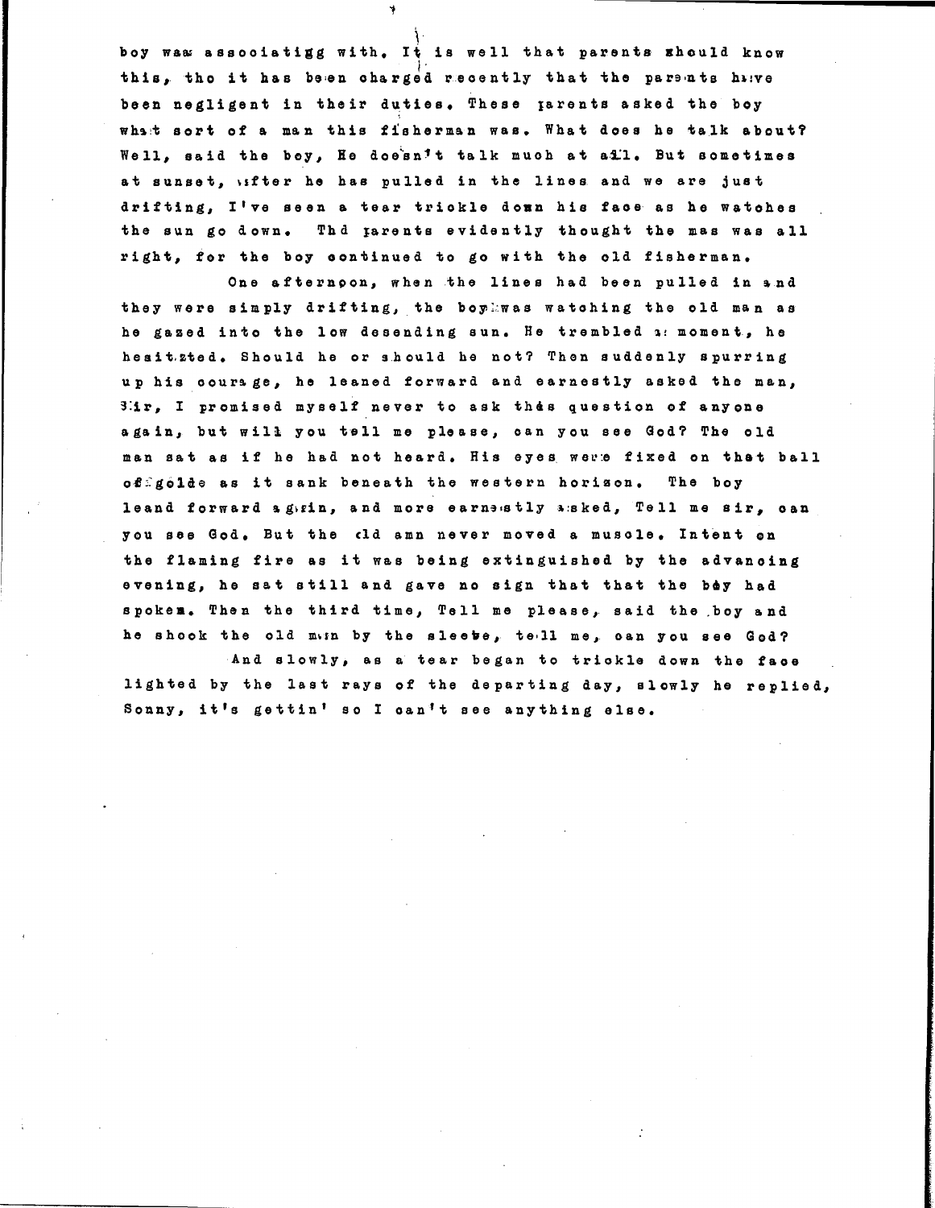boy was associatigg with. It is well that parents should know this, tho it has been charged recently that the parents have been negligent in their duties. These parents asked the boy what sort of a man this fisherman was. What does he talk about? Well, said the boy, He doesn't talk much at all. But sometimes at sunset, after he has pulled in the lines and we are just drifting, I've seen a tear trickle down his face as he watches the sun go down. Thd parents evidently thought the mas was all right, for the boy continued to go with the old fisherman.

One afternoon, when the lines had been pulled in and they were simply drifting, the boy was watching the old man as he gazed into the low desending sun. He trembled a moment, he hesitated. Should he or should he not? Then suddenly spurring up his courage, he leaned forward and earnestly asked the man, Sir, I promised myself never to ask this question of anyone again, but will you tell me please, can you see God? The old man sat as if he had not heard. His eyes were fixed on that ball of golde as it sank beneath the western horizon. The boy leand forward again, and more earnestly asked, Tell me sir, can you see God. But the old amn never moved a muscle. Intent on the flaming fire as it was being extinguished by the advancing evening, he sat still and gave no sign that that the boy had spoken. Then the third time, Tell me please, said the boy and he shook the old man by the sleeve, tell me, can you see God?

And slowly, as a tear began to trickle down the face lighted by the last rays of the departing day, slowly he replied, Sonny, it's gettin' so I can't see anything else.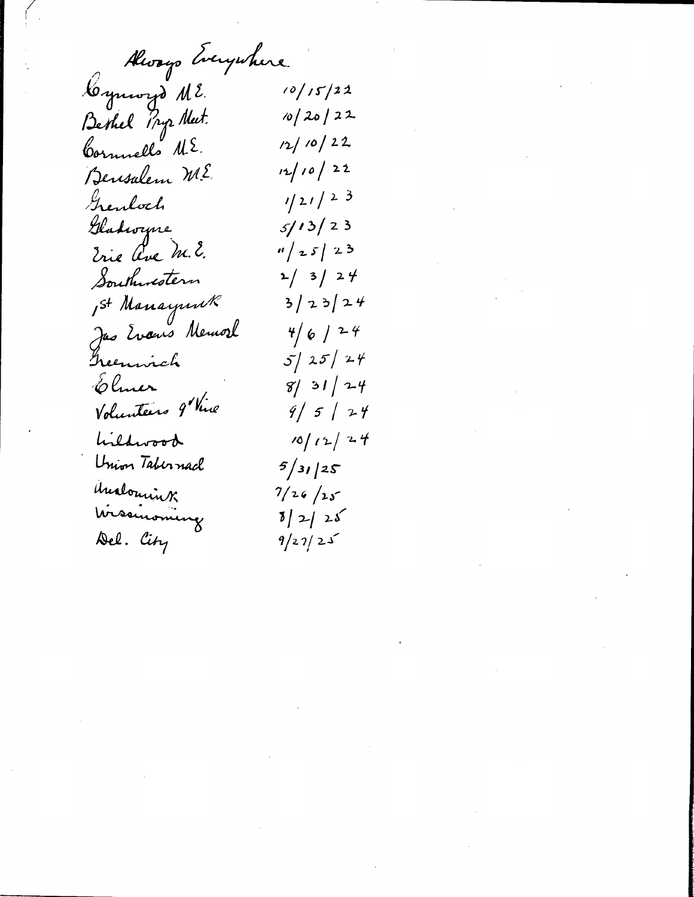Always Everywhere

| | |
|---|---|
| Cynwyd M.E. | 10/15/22 |
| Bethel Pryr Meet. | 10/20/22 |
| Cornwells M.E. | 12/10/22 |
| Jerusalem M.E. | 12/10/22 |
| Grenloch | 1/21/23 |
| Gladwyne | 5/13/23 |
| Erie Ave M.E. | 11/25/23 |
| Southwestern | 2/3/24 |
| 1st Manayunk | 3/23/24 |
| Jas Evans Memorl | 4/6/24 |
| Greenwich | 5/25/24 |
| Elmer | 8/31/24 |
| Volunteers of Vine | 9/5/24 |
| Wildwood | 10/12/24 |
| Union Tabernacl | 5/31/25 |
| Unalomink | 7/26/25 |
| Wissinoming | 8/2/25 |
| Del. City | 9/27/25 |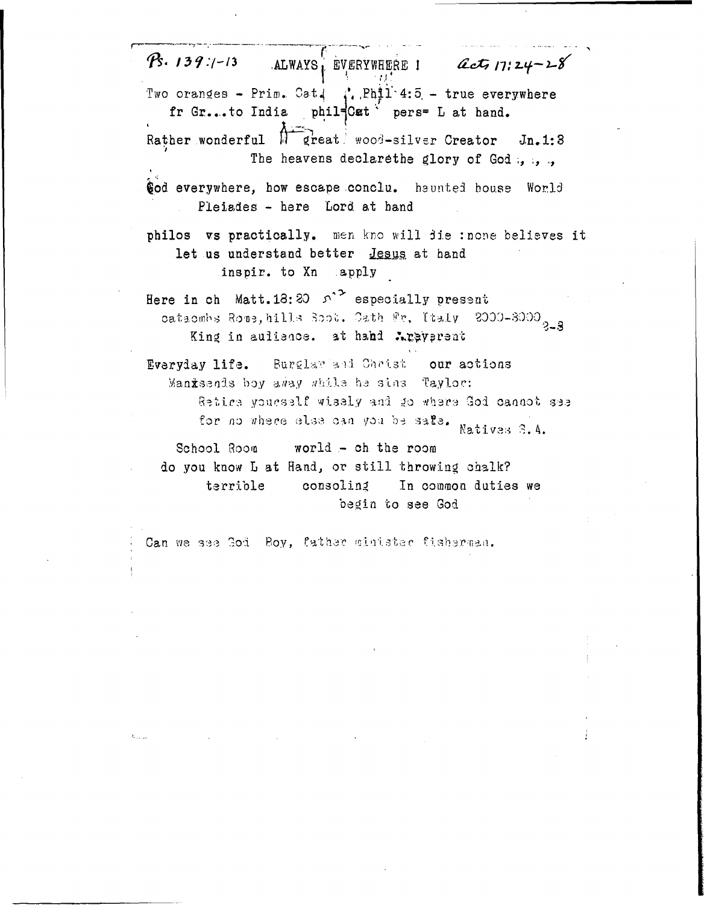Ps. 139:1-13 ALWAYS, EVERYWHERE ! Acts 17:24-28

Two oranges - Prim. Cat. ∴ Phil 4:5 - true everywhere
fr Gr...to India phil=Cat pers= L at hand.

Rather wonderful great wood-silver Creator Jn.1:3
The heavens declarethe glory of God ., ., .,

God everywhere, how escape conclu. haunted house World
Pleiades - here Lord at hand

**philos vs practically.** men kno will die :none believes it
**let us understand better Jesus at hand**
**inspir. to Xn apply**

Here in ch Matt.18:20 especially present
catacombs Rome,hills Scot. Cath Fr, Italy 2000-3000 2-3
King in audience. at hand ∴reverent

**Everyday life.** Burglar and Christ our actions
Mansends boy away while he sins Taylor:
Retire yourself wisely and go where God cannot see
for no where else can you be safe. Natives S.A.

School Room world - ch the room
do you know L at Hand, or still throwing chalk?
terrible consoling In common duties we
begin to see God

Can we see God Boy, father minister fisherman.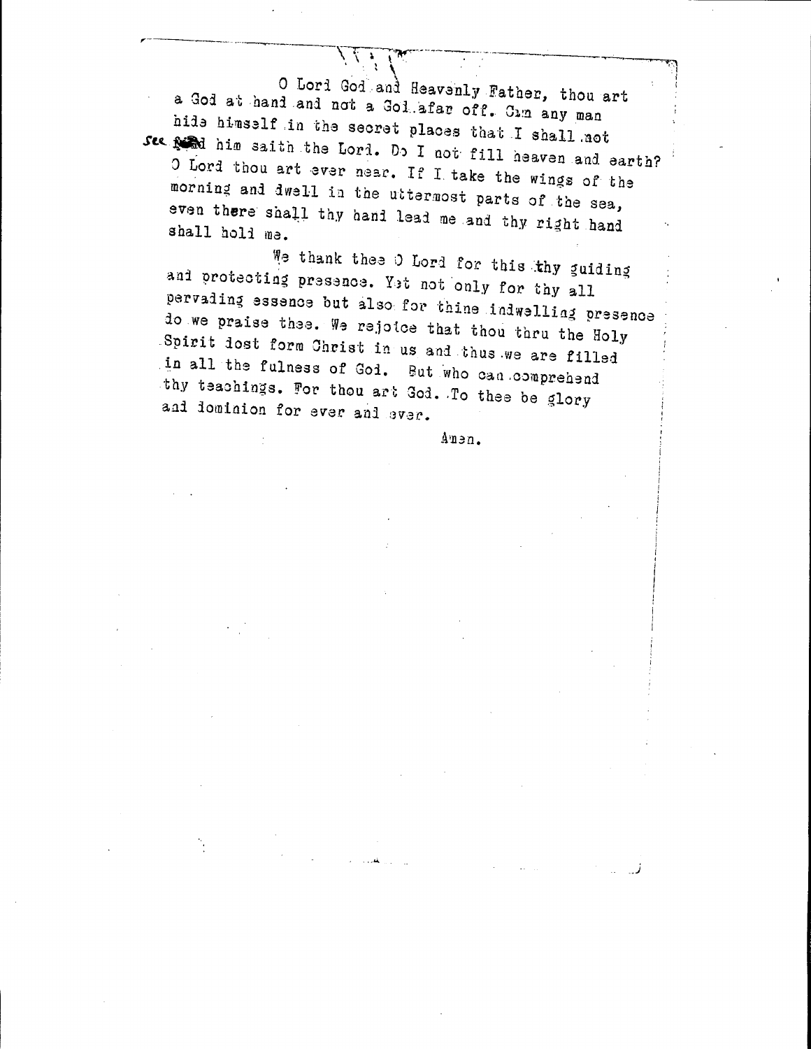O Lord God and Heavenly Father, thou art a God at hand and not a God afar off. Can any man hide himself in the secret places that I shall not see him saith the Lord. Do I not fill heaven and earth? O Lord thou art ever near. If I take the wings of the morning and dwell in the uttermost parts of the sea, even there shall thy hand lead me and thy right hand shall hold me.

We thank thee O Lord for this thy guiding and protecting presence. Yet not only for thy all pervading essence but also for thine indwelling presence do we praise thee. We rejoice that thou thru the Holy Spirit dost form Christ in us and thus we are filled in all the fulness of God. But who can comprehend thy teachings. For thou art God. To thee be glory and dominion for ever and ever.

Amen.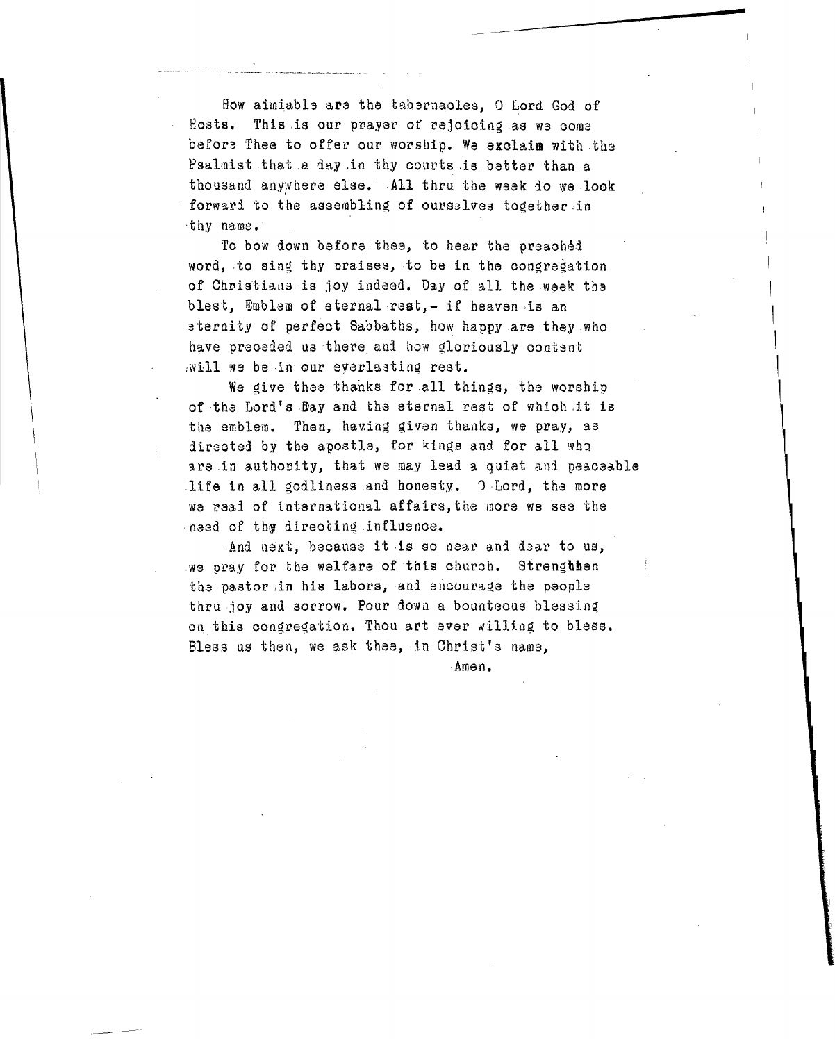How aimiable are the tabernacles, O Lord God of Hosts. This is our prayer of rejoicing as we come before Thee to offer our worship. We exclaim with the Psalmist that a day in thy courts is better than a thousand anywhere else. All thru the week do we look forward to the assembling of ourselves together in thy name.

To bow down before thee, to hear the preached word, to sing thy praises, to be in the congregation of Christians is joy indeed. Day of all the week the blest, Emblem of eternal rest,- if heaven is an eternity of perfect Sabbaths, how happy are they who have preceded us there and how gloriously content will we be in our everlasting rest.

We give thee thanks for all things, the worship of the Lord's Day and the eternal rest of which it is the emblem. Then, having given thanks, we pray, as directed by the apostle, for kings and for all who are in authority, that we may lead a quiet and peaceable life in all godliness and honesty. O Lord, the more we read of international affairs, the more we see the need of thy directing influence.

And next, because it is so near and dear to us, we pray for the welfare of this church. Strengthen the pastor in his labors, and encourage the people thru joy and sorrow. Pour down a bounteous blessing on this congregation. Thou art ever willing to bless. Bless us then, we ask thee, in Christ's name,

Amen.